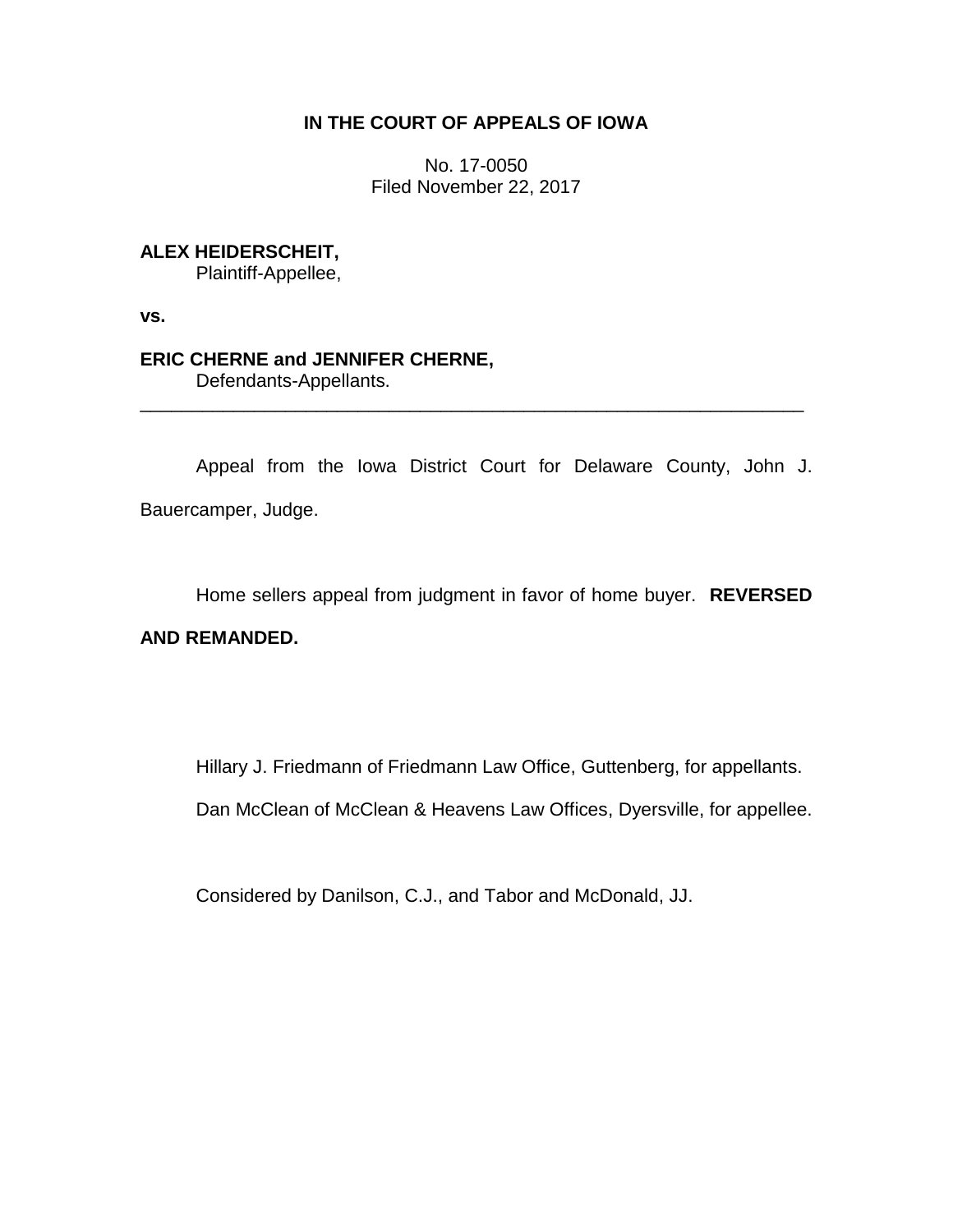**IN THE COURT OF APPEALS OF IOWA**

No. 17-0050
Filed November 22, 2017

**ALEX HEIDERSCHEIT,**
Plaintiff-Appellee,

**vs.**

**ERIC CHERNE and JENNIFER CHERNE,**
Defendants-Appellants.

---

Appeal from the Iowa District Court for Delaware County, John J. Bauercamper, Judge.

Home sellers appeal from judgment in favor of home buyer. **REVERSED AND REMANDED.**

Hillary J. Friedmann of Friedmann Law Office, Guttenberg, for appellants.

Dan McClean of McClean & Heavens Law Offices, Dyersville, for appellee.

Considered by Danilson, C.J., and Tabor and McDonald, JJ.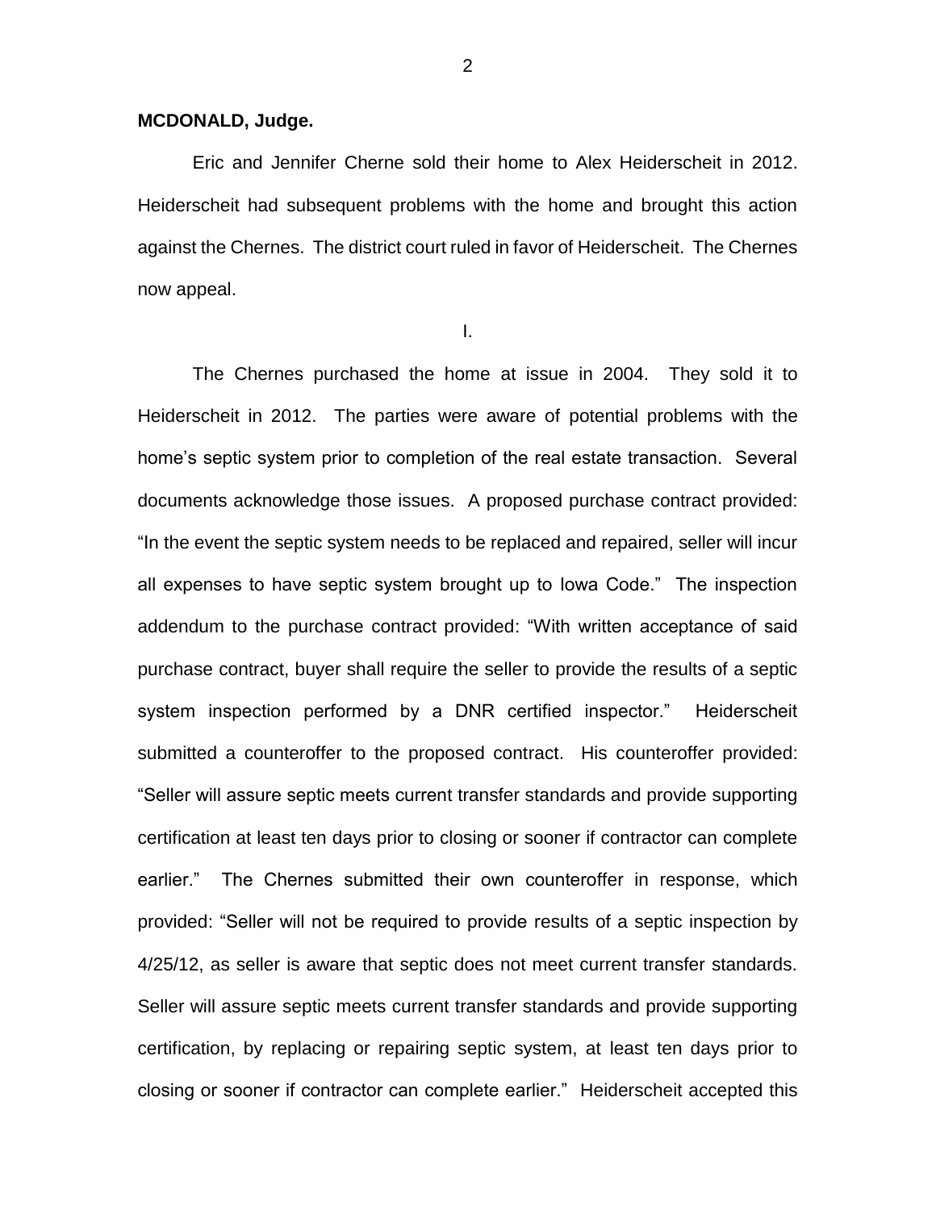**MCDONALD, Judge.**

Eric and Jennifer Cherne sold their home to Alex Heiderscheit in 2012. Heiderscheit had subsequent problems with the home and brought this action against the Chernes. The district court ruled in favor of Heiderscheit. The Chernes now appeal.

I.

The Chernes purchased the home at issue in 2004. They sold it to Heiderscheit in 2012. The parties were aware of potential problems with the home's septic system prior to completion of the real estate transaction. Several documents acknowledge those issues. A proposed purchase contract provided: "In the event the septic system needs to be replaced and repaired, seller will incur all expenses to have septic system brought up to Iowa Code." The inspection addendum to the purchase contract provided: "With written acceptance of said purchase contract, buyer shall require the seller to provide the results of a septic system inspection performed by a DNR certified inspector." Heiderscheit submitted a counteroffer to the proposed contract. His counteroffer provided: "Seller will assure septic meets current transfer standards and provide supporting certification at least ten days prior to closing or sooner if contractor can complete earlier." The Chernes submitted their own counteroffer in response, which provided: "Seller will not be required to provide results of a septic inspection by 4/25/12, as seller is aware that septic does not meet current transfer standards. Seller will assure septic meets current transfer standards and provide supporting certification, by replacing or repairing septic system, at least ten days prior to closing or sooner if contractor can complete earlier." Heiderscheit accepted this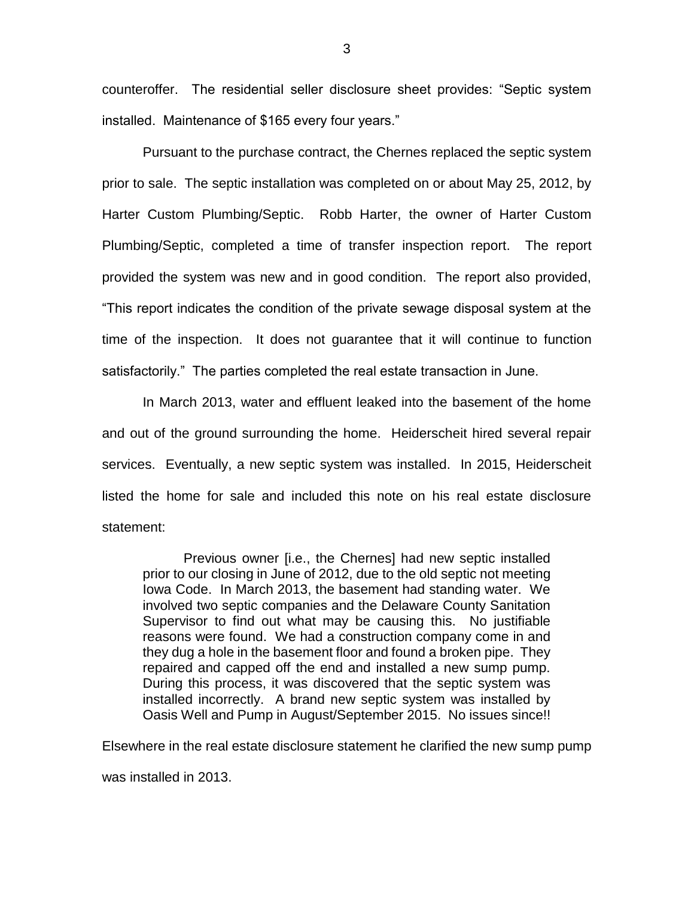counteroffer. The residential seller disclosure sheet provides: "Septic system installed. Maintenance of $165 every four years."

Pursuant to the purchase contract, the Chernes replaced the septic system prior to sale. The septic installation was completed on or about May 25, 2012, by Harter Custom Plumbing/Septic. Robb Harter, the owner of Harter Custom Plumbing/Septic, completed a time of transfer inspection report. The report provided the system was new and in good condition. The report also provided, "This report indicates the condition of the private sewage disposal system at the time of the inspection. It does not guarantee that it will continue to function satisfactorily." The parties completed the real estate transaction in June.

In March 2013, water and effluent leaked into the basement of the home and out of the ground surrounding the home. Heiderscheit hired several repair services. Eventually, a new septic system was installed. In 2015, Heiderscheit listed the home for sale and included this note on his real estate disclosure statement:

> Previous owner [i.e., the Chernes] had new septic installed prior to our closing in June of 2012, due to the old septic not meeting Iowa Code. In March 2013, the basement had standing water. We involved two septic companies and the Delaware County Sanitation Supervisor to find out what may be causing this. No justifiable reasons were found. We had a construction company come in and they dug a hole in the basement floor and found a broken pipe. They repaired and capped off the end and installed a new sump pump. During this process, it was discovered that the septic system was installed incorrectly. A brand new septic system was installed by Oasis Well and Pump in August/September 2015. No issues since!!

Elsewhere in the real estate disclosure statement he clarified the new sump pump was installed in 2013.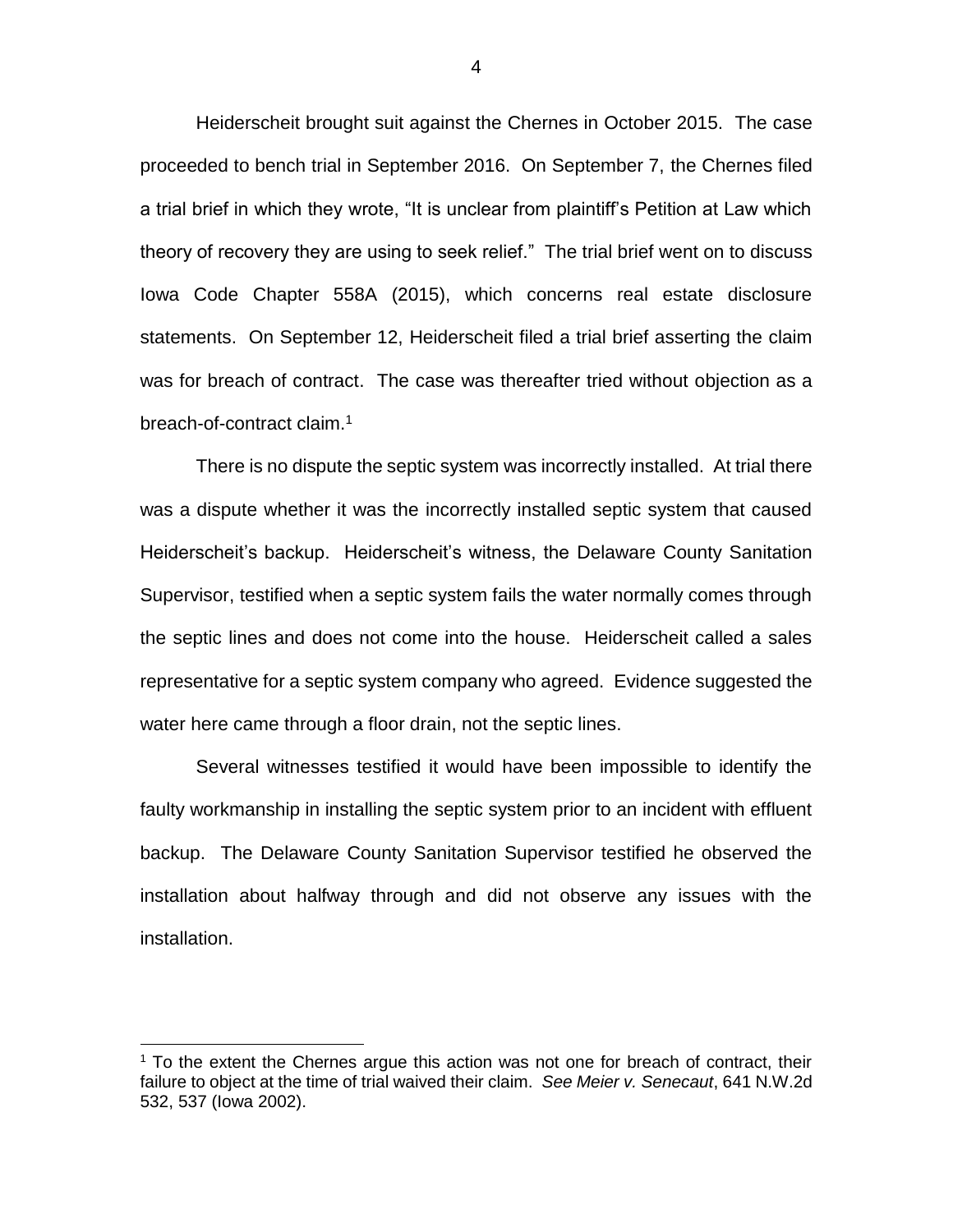Heiderscheit brought suit against the Chernes in October 2015. The case proceeded to bench trial in September 2016. On September 7, the Chernes filed a trial brief in which they wrote, "It is unclear from plaintiff's Petition at Law which theory of recovery they are using to seek relief." The trial brief went on to discuss Iowa Code Chapter 558A (2015), which concerns real estate disclosure statements. On September 12, Heiderscheit filed a trial brief asserting the claim was for breach of contract. The case was thereafter tried without objection as a breach-of-contract claim.[1]

There is no dispute the septic system was incorrectly installed. At trial there was a dispute whether it was the incorrectly installed septic system that caused Heiderscheit's backup. Heiderscheit's witness, the Delaware County Sanitation Supervisor, testified when a septic system fails the water normally comes through the septic lines and does not come into the house. Heiderscheit called a sales representative for a septic system company who agreed. Evidence suggested the water here came through a floor drain, not the septic lines.

Several witnesses testified it would have been impossible to identify the faulty workmanship in installing the septic system prior to an incident with effluent backup. The Delaware County Sanitation Supervisor testified he observed the installation about halfway through and did not observe any issues with the installation.

[1] To the extent the Chernes argue this action was not one for breach of contract, their failure to object at the time of trial waived their claim. *See Meier v. Senecaut*, 641 N.W.2d 532, 537 (Iowa 2002).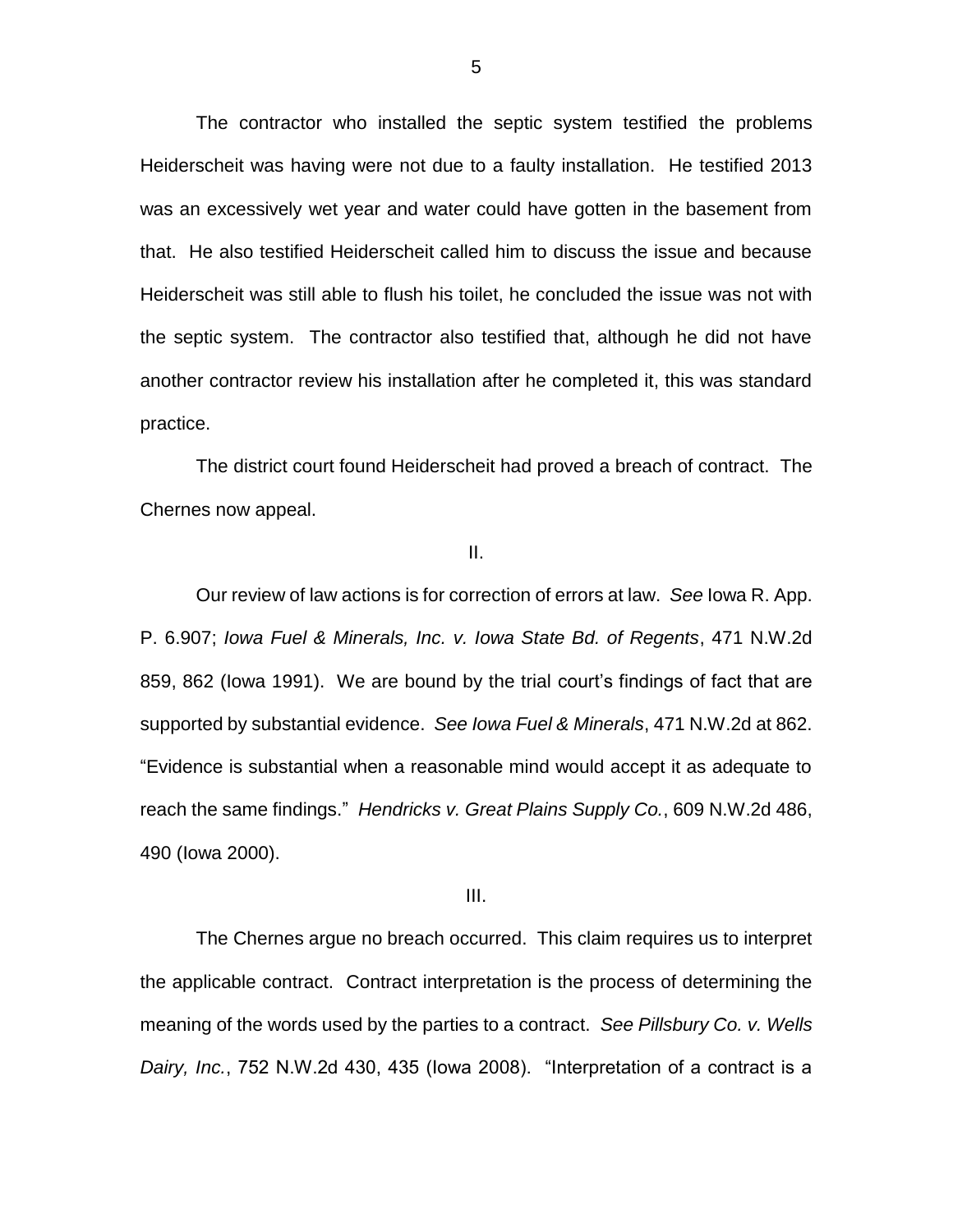The contractor who installed the septic system testified the problems Heiderscheit was having were not due to a faulty installation. He testified 2013 was an excessively wet year and water could have gotten in the basement from that. He also testified Heiderscheit called him to discuss the issue and because Heiderscheit was still able to flush his toilet, he concluded the issue was not with the septic system. The contractor also testified that, although he did not have another contractor review his installation after he completed it, this was standard practice.

The district court found Heiderscheit had proved a breach of contract. The Chernes now appeal.

II.

Our review of law actions is for correction of errors at law. *See* Iowa R. App. P. 6.907; *Iowa Fuel & Minerals, Inc. v. Iowa State Bd. of Regents*, 471 N.W.2d 859, 862 (Iowa 1991). We are bound by the trial court's findings of fact that are supported by substantial evidence. *See Iowa Fuel & Minerals*, 471 N.W.2d at 862. "Evidence is substantial when a reasonable mind would accept it as adequate to reach the same findings." *Hendricks v. Great Plains Supply Co.*, 609 N.W.2d 486, 490 (Iowa 2000).

III.

The Chernes argue no breach occurred. This claim requires us to interpret the applicable contract. Contract interpretation is the process of determining the meaning of the words used by the parties to a contract. *See Pillsbury Co. v. Wells Dairy, Inc.*, 752 N.W.2d 430, 435 (Iowa 2008). "Interpretation of a contract is a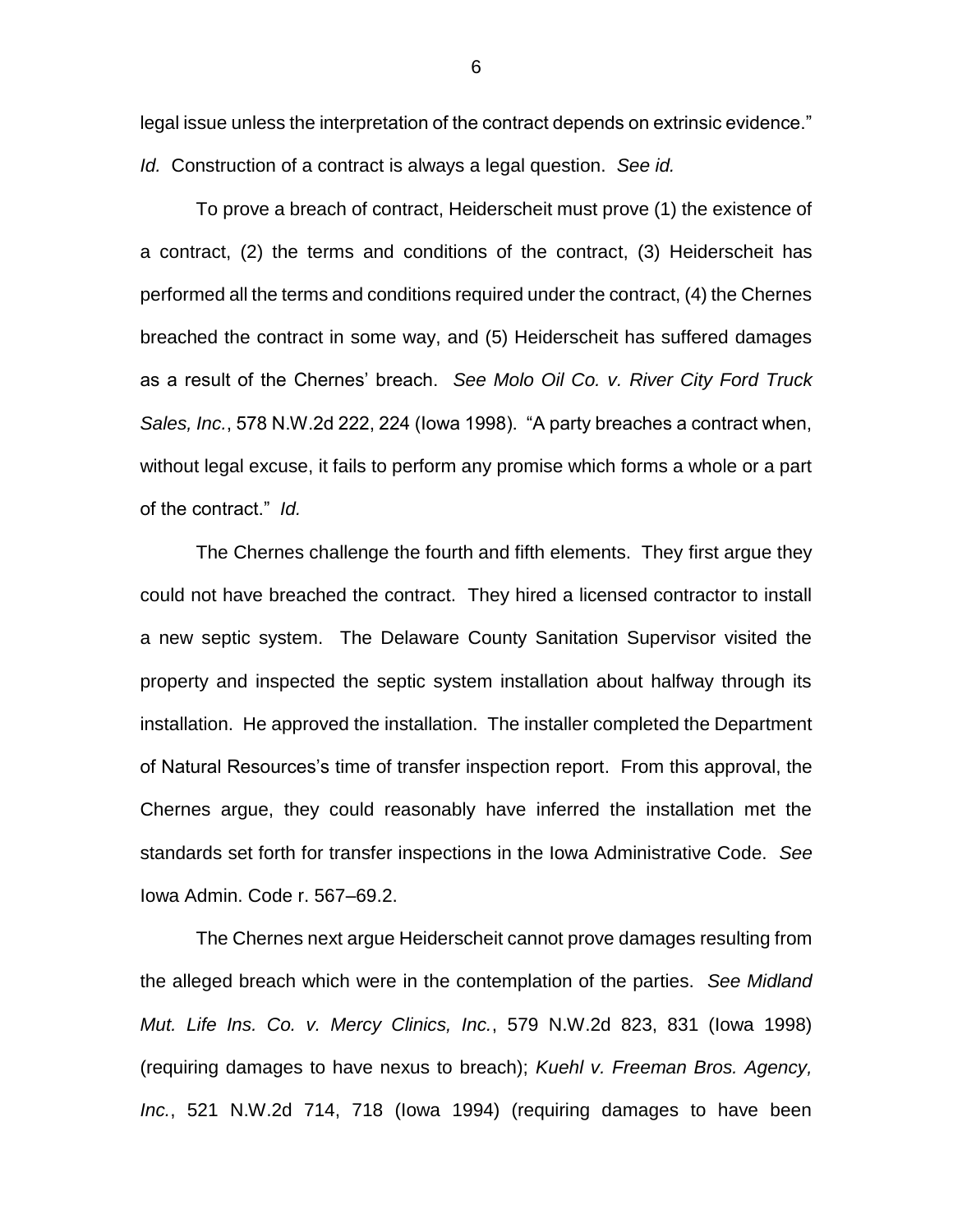legal issue unless the interpretation of the contract depends on extrinsic evidence." *Id.* Construction of a contract is always a legal question. *See id.*

To prove a breach of contract, Heiderscheit must prove (1) the existence of a contract, (2) the terms and conditions of the contract, (3) Heiderscheit has performed all the terms and conditions required under the contract, (4) the Chernes breached the contract in some way, and (5) Heiderscheit has suffered damages as a result of the Chernes' breach. *See Molo Oil Co. v. River City Ford Truck Sales, Inc.*, 578 N.W.2d 222, 224 (Iowa 1998). "A party breaches a contract when, without legal excuse, it fails to perform any promise which forms a whole or a part of the contract." *Id.*

The Chernes challenge the fourth and fifth elements. They first argue they could not have breached the contract. They hired a licensed contractor to install a new septic system. The Delaware County Sanitation Supervisor visited the property and inspected the septic system installation about halfway through its installation. He approved the installation. The installer completed the Department of Natural Resources's time of transfer inspection report. From this approval, the Chernes argue, they could reasonably have inferred the installation met the standards set forth for transfer inspections in the Iowa Administrative Code. *See* Iowa Admin. Code r. 567–69.2.

The Chernes next argue Heiderscheit cannot prove damages resulting from the alleged breach which were in the contemplation of the parties. *See Midland Mut. Life Ins. Co. v. Mercy Clinics, Inc.*, 579 N.W.2d 823, 831 (Iowa 1998) (requiring damages to have nexus to breach); *Kuehl v. Freeman Bros. Agency, Inc.*, 521 N.W.2d 714, 718 (Iowa 1994) (requiring damages to have been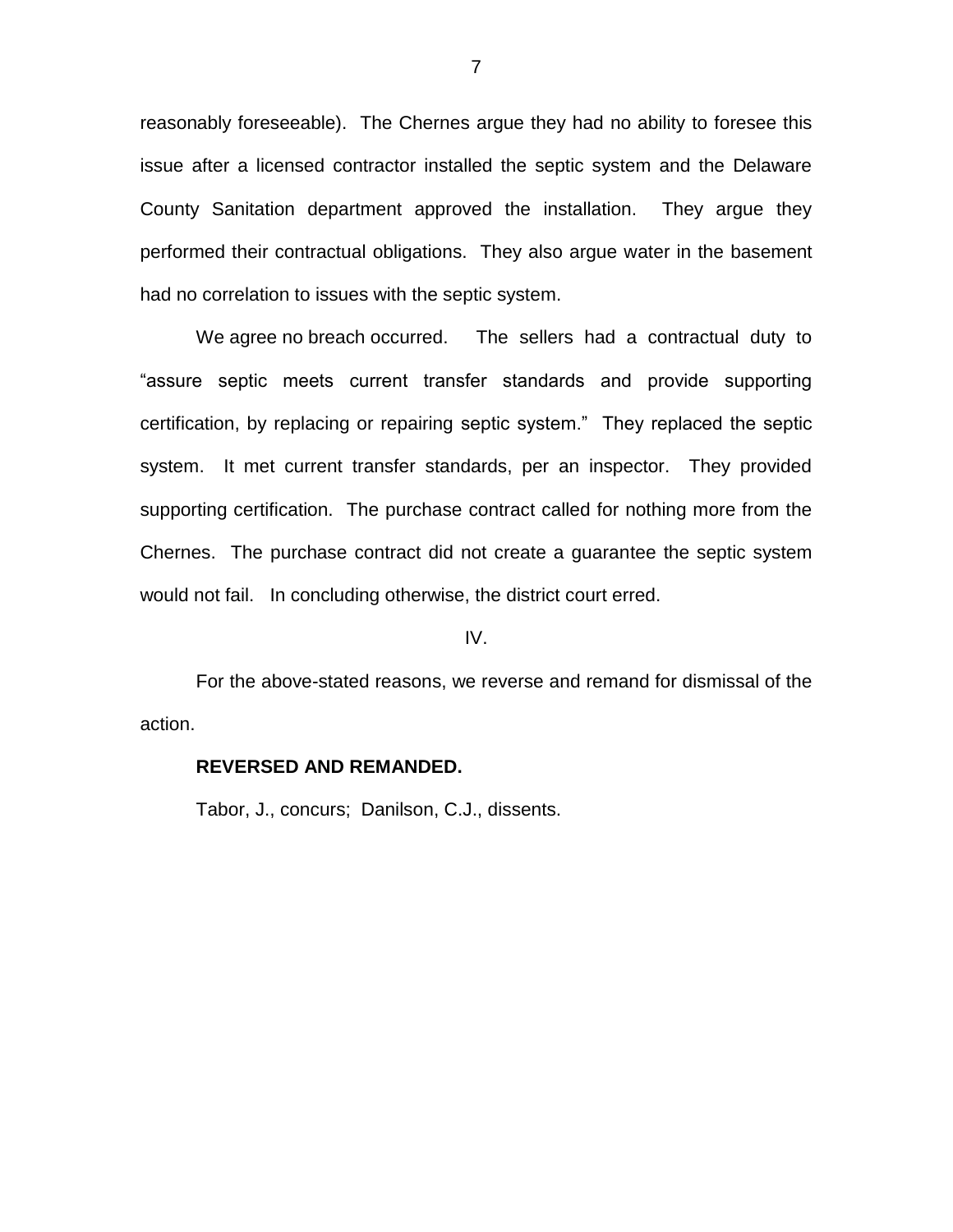reasonably foreseeable). The Chernes argue they had no ability to foresee this issue after a licensed contractor installed the septic system and the Delaware County Sanitation department approved the installation. They argue they performed their contractual obligations. They also argue water in the basement had no correlation to issues with the septic system.

We agree no breach occurred. The sellers had a contractual duty to "assure septic meets current transfer standards and provide supporting certification, by replacing or repairing septic system." They replaced the septic system. It met current transfer standards, per an inspector. They provided supporting certification. The purchase contract called for nothing more from the Chernes. The purchase contract did not create a guarantee the septic system would not fail. In concluding otherwise, the district court erred.

IV.

For the above-stated reasons, we reverse and remand for dismissal of the action.

**REVERSED AND REMANDED.**

Tabor, J., concurs; Danilson, C.J., dissents.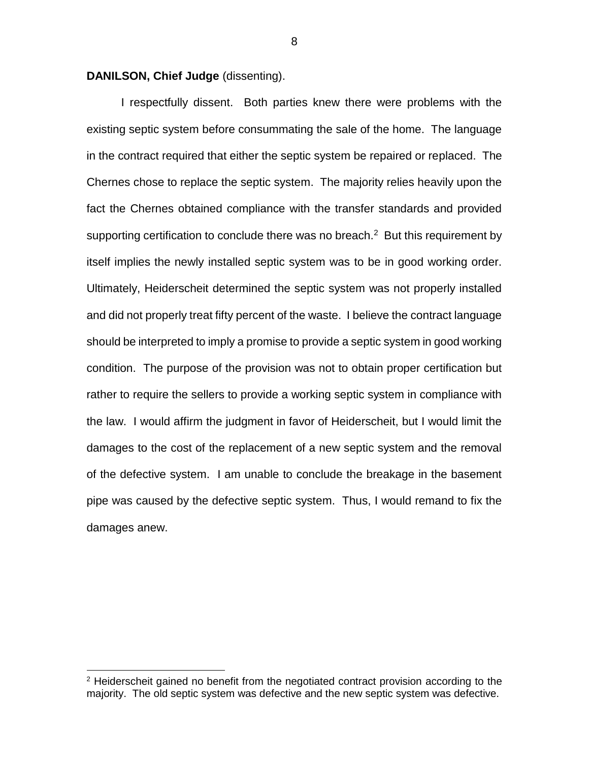**DANILSON, Chief Judge** (dissenting).

I respectfully dissent. Both parties knew there were problems with the existing septic system before consummating the sale of the home. The language in the contract required that either the septic system be repaired or replaced. The Chernes chose to replace the septic system. The majority relies heavily upon the fact the Chernes obtained compliance with the transfer standards and provided supporting certification to conclude there was no breach.[2] But this requirement by itself implies the newly installed septic system was to be in good working order. Ultimately, Heiderscheit determined the septic system was not properly installed and did not properly treat fifty percent of the waste. I believe the contract language should be interpreted to imply a promise to provide a septic system in good working condition. The purpose of the provision was not to obtain proper certification but rather to require the sellers to provide a working septic system in compliance with the law. I would affirm the judgment in favor of Heiderscheit, but I would limit the damages to the cost of the replacement of a new septic system and the removal of the defective system. I am unable to conclude the breakage in the basement pipe was caused by the defective septic system. Thus, I would remand to fix the damages anew.

[2] Heiderscheit gained no benefit from the negotiated contract provision according to the majority. The old septic system was defective and the new septic system was defective.